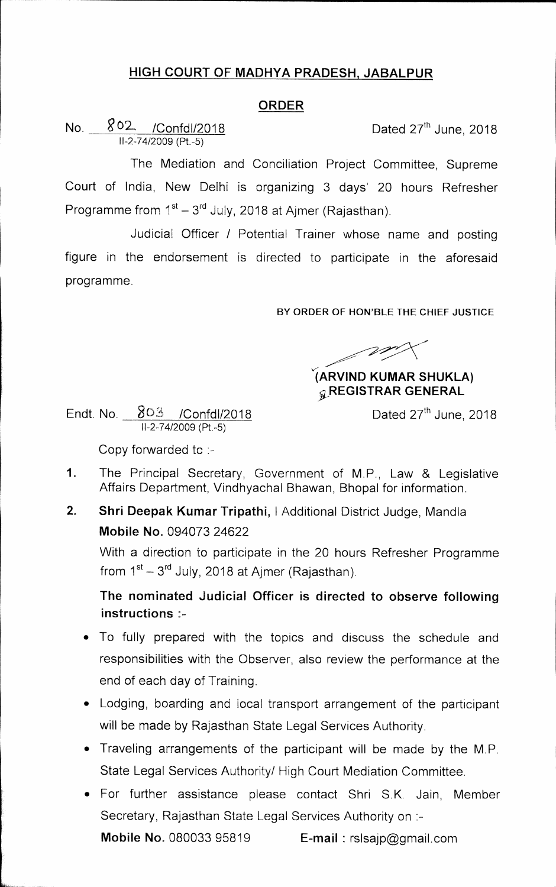## HIGH COURT OF MADHYA PRADESH, JABALPUR

### ORDER

No. 802 /Confdl/2018 Dated 27th June, 2018
II-2-74/2009 (Pt.-5)

The Mediation and Conciliation Project Committee, Supreme Court of India, New Delhi is organizing 3 days' 20 hours Refresher Programme from 1st – 3rd July, 2018 at Ajmer (Rajasthan).

Judicial Officer / Potential Trainer whose name and posting figure in the endorsement is directed to participate in the aforesaid programme.

BY ORDER OF HON'BLE THE CHIEF JUSTICE

**(ARVIND KUMAR SHUKLA)**
**REGISTRAR GENERAL**

Endt. No. 803 /Confdl/2018 Dated 27th June, 2018
II-2-74/2009 (Pt.-5)

Copy forwarded to :-

1. The Principal Secretary, Government of M.P., Law & Legislative Affairs Department, Vindhyachal Bhawan, Bhopal for information.

2. **Shri Deepak Kumar Tripathi,** I Additional District Judge, Mandla
   **Mobile No.** 094073 24622

   With a direction to participate in the 20 hours Refresher Programme from 1st – 3rd July, 2018 at Ajmer (Rajasthan).

   **The nominated Judicial Officer is directed to observe following instructions :-**

   - To fully prepared with the topics and discuss the schedule and responsibilities with the Observer, also review the performance at the end of each day of Training.
   - Lodging, boarding and local transport arrangement of the participant will be made by Rajasthan State Legal Services Authority.
   - Traveling arrangements of the participant will be made by the M.P. State Legal Services Authority/ High Court Mediation Committee.
   - For further assistance please contact Shri S.K. Jain, Member Secretary, Rajasthan State Legal Services Authority on :-

     **Mobile No.** 080033 95819 **E-mail :** rslsajp@gmail.com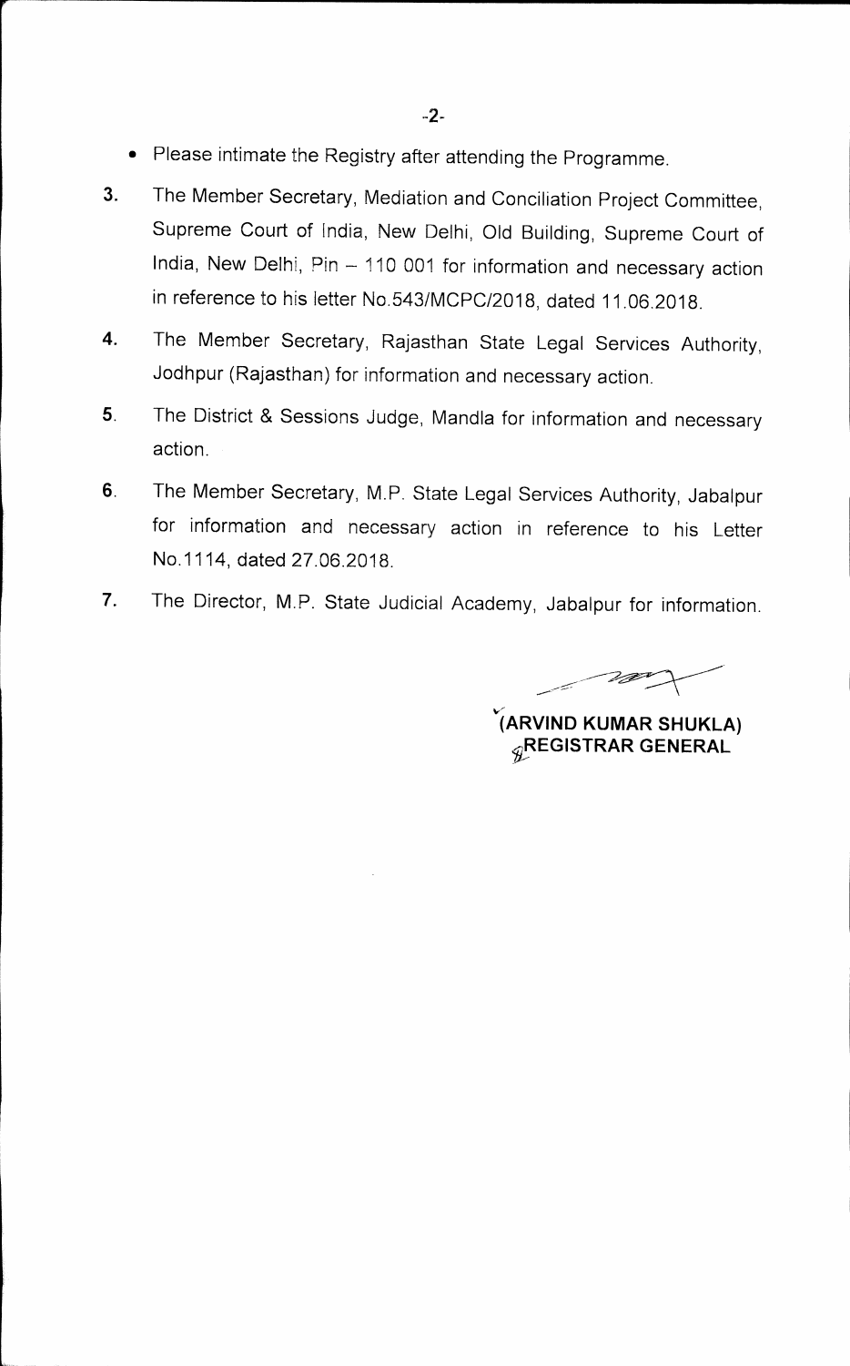- Please intimate the Registry after attending the Programme.

3. The Member Secretary, Mediation and Conciliation Project Committee, Supreme Court of India, New Delhi, Old Building, Supreme Court of India, New Delhi, Pin – 110 001 for information and necessary action in reference to his letter No.543/MCPC/2018, dated 11.06.2018.
4. The Member Secretary, Rajasthan State Legal Services Authority, Jodhpur (Rajasthan) for information and necessary action.
5. The District & Sessions Judge, Mandla for information and necessary action.
6. The Member Secretary, M.P. State Legal Services Authority, Jabalpur for information and necessary action in reference to his Letter No.1114, dated 27.06.2018.
7. The Director, M.P. State Judicial Academy, Jabalpur for information.

**(ARVIND KUMAR SHUKLA)**
**REGISTRAR GENERAL**